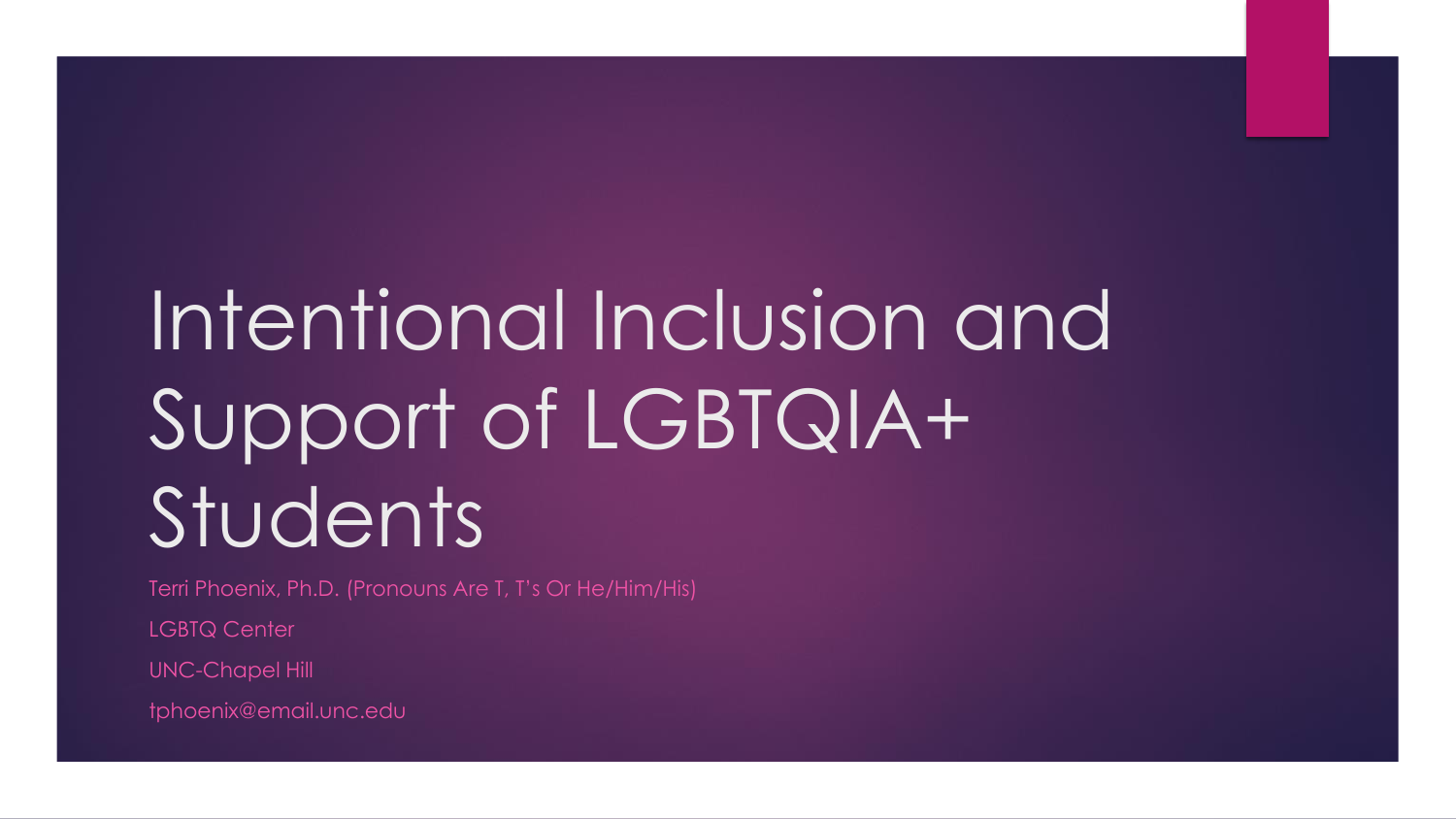# Intentional Inclusion and Support of LGBTQIA+ Students

Terri Phoenix, Ph.D. (Pronouns Are T, T's Or He/Him/His)

LGBTQ Center

UNC-Chapel Hill

tphoenix@email.unc.edu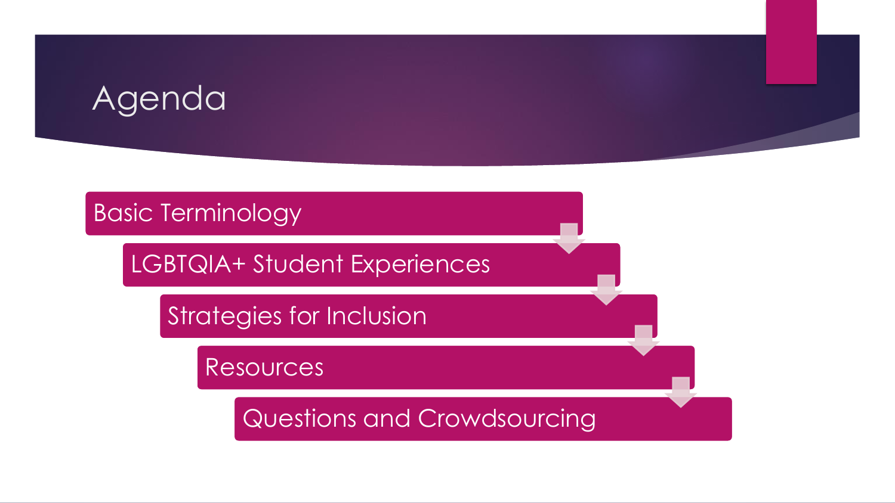# Agenda

- Basic Terminology
- LGBTQIA+ Student Experiences
- Strategies for Inclusion
- Resources
- Questions and Crowdsourcing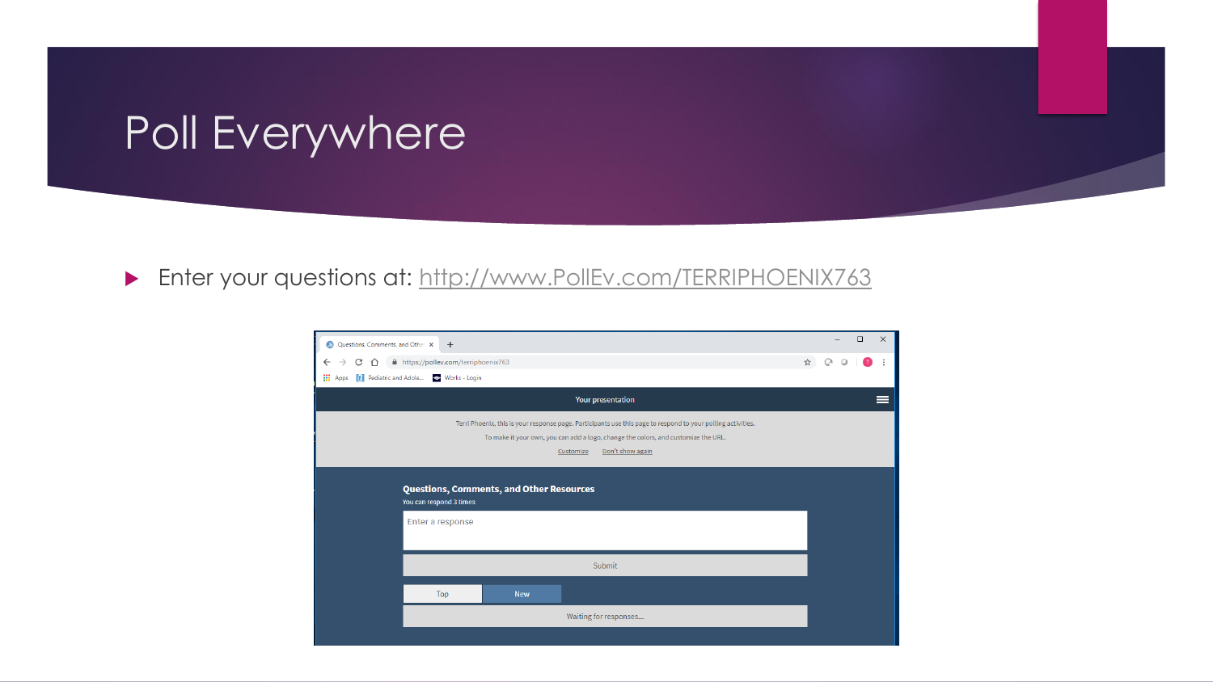# Poll Everywhere

- Enter your questions at: http://www.PollEv.com/TERRIPHOENIX763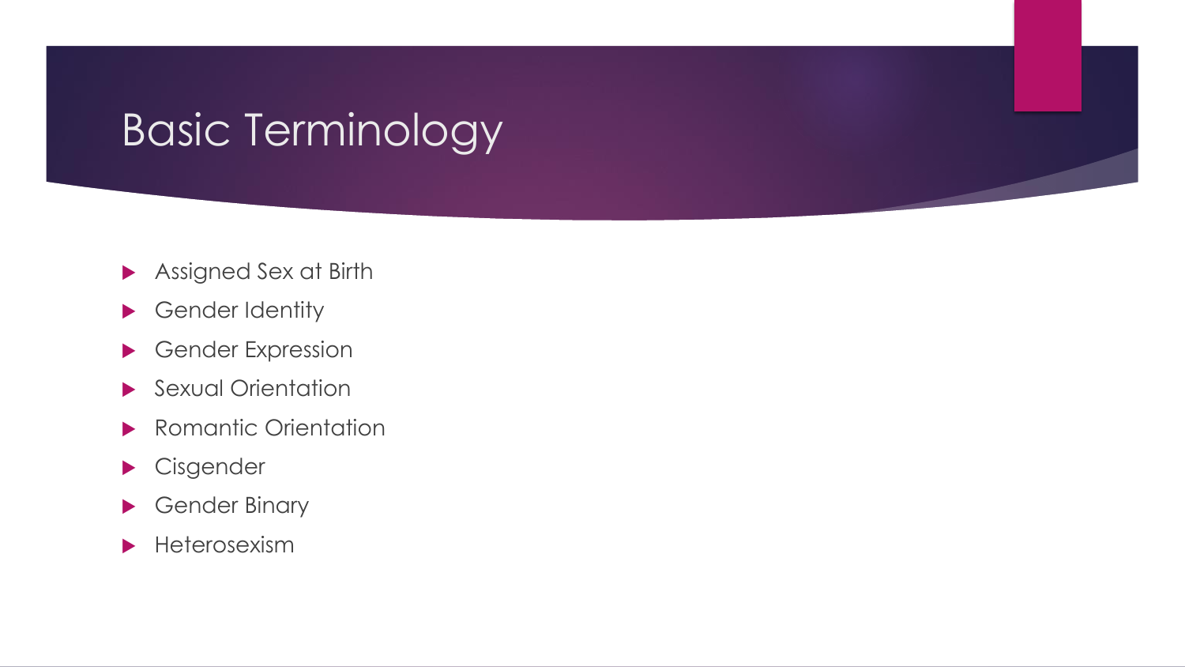# Basic Terminology

- Assigned Sex at Birth
- Gender Identity
- Gender Expression
- Sexual Orientation
- Romantic Orientation
- Cisgender
- Gender Binary
- Heterosexism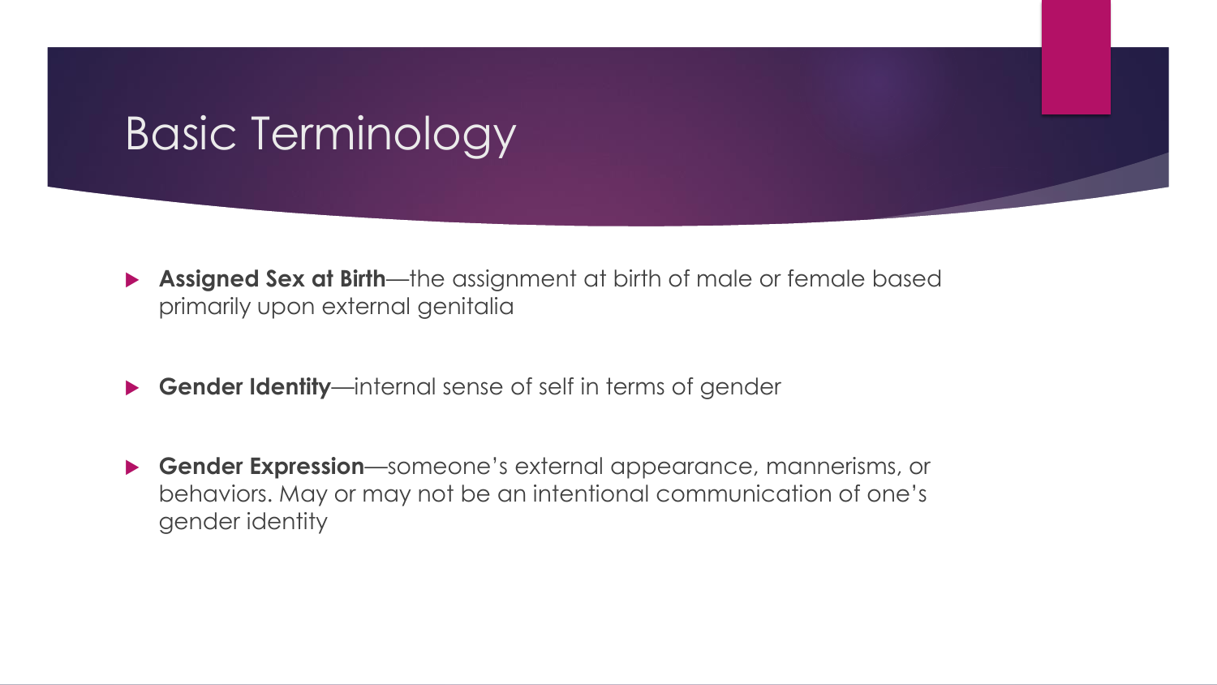# Basic Terminology

- **Assigned Sex at Birth**—the assignment at birth of male or female based primarily upon external genitalia
- **Gender Identity**—internal sense of self in terms of gender
- **Gender Expression**—someone’s external appearance, mannerisms, or behaviors. May or may not be an intentional communication of one’s gender identity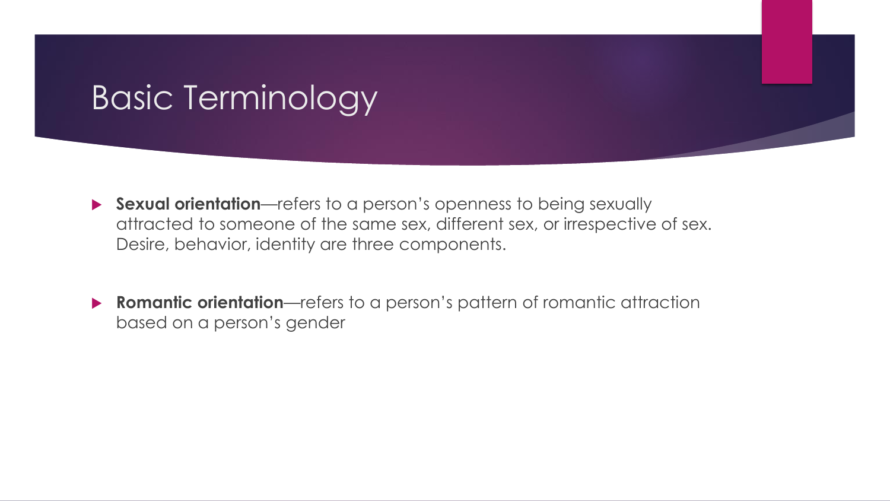# Basic Terminology

- **Sexual orientation**—refers to a person's openness to being sexually attracted to someone of the same sex, different sex, or irrespective of sex. Desire, behavior, identity are three components.

- **Romantic orientation**—refers to a person's pattern of romantic attraction based on a person's gender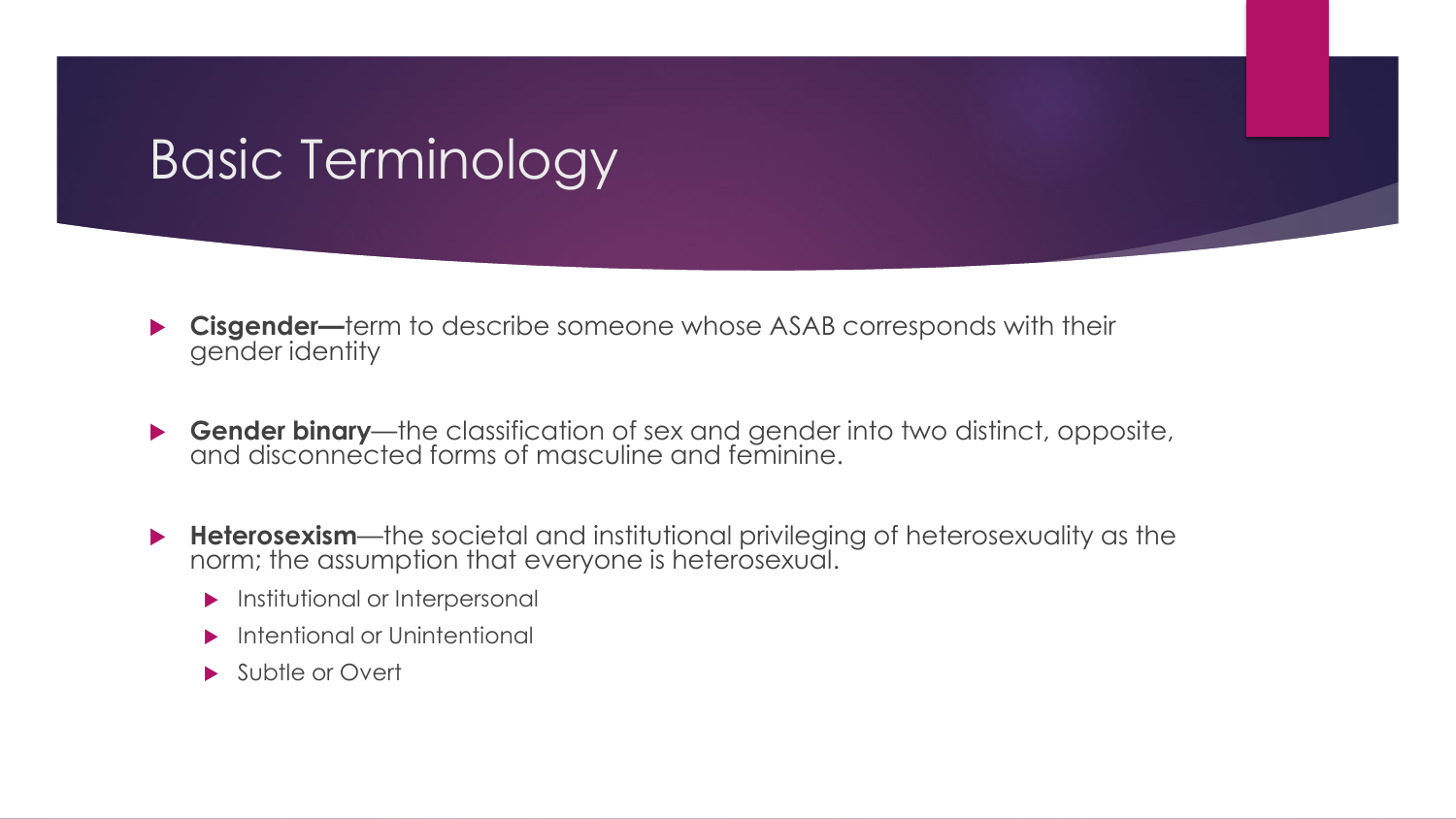# Basic Terminology

- **Cisgender—**term to describe someone whose ASAB corresponds with their gender identity
- **Gender binary**—the classification of sex and gender into two distinct, opposite, and disconnected forms of masculine and feminine.
- **Heterosexism**—the societal and institutional privileging of heterosexuality as the norm; the assumption that everyone is heterosexual.
  - Institutional or Interpersonal
  - Intentional or Unintentional
  - Subtle or Overt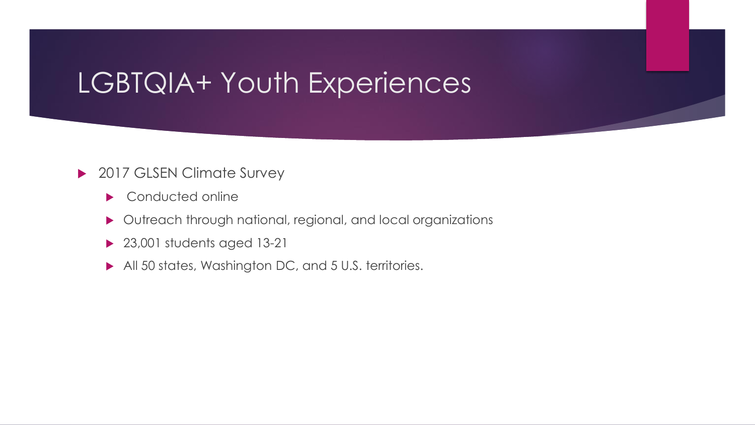# LGBTQIA+ Youth Experiences

- 2017 GLSEN Climate Survey
  - Conducted online
  - Outreach through national, regional, and local organizations
  - 23,001 students aged 13-21
  - All 50 states, Washington DC, and 5 U.S. territories.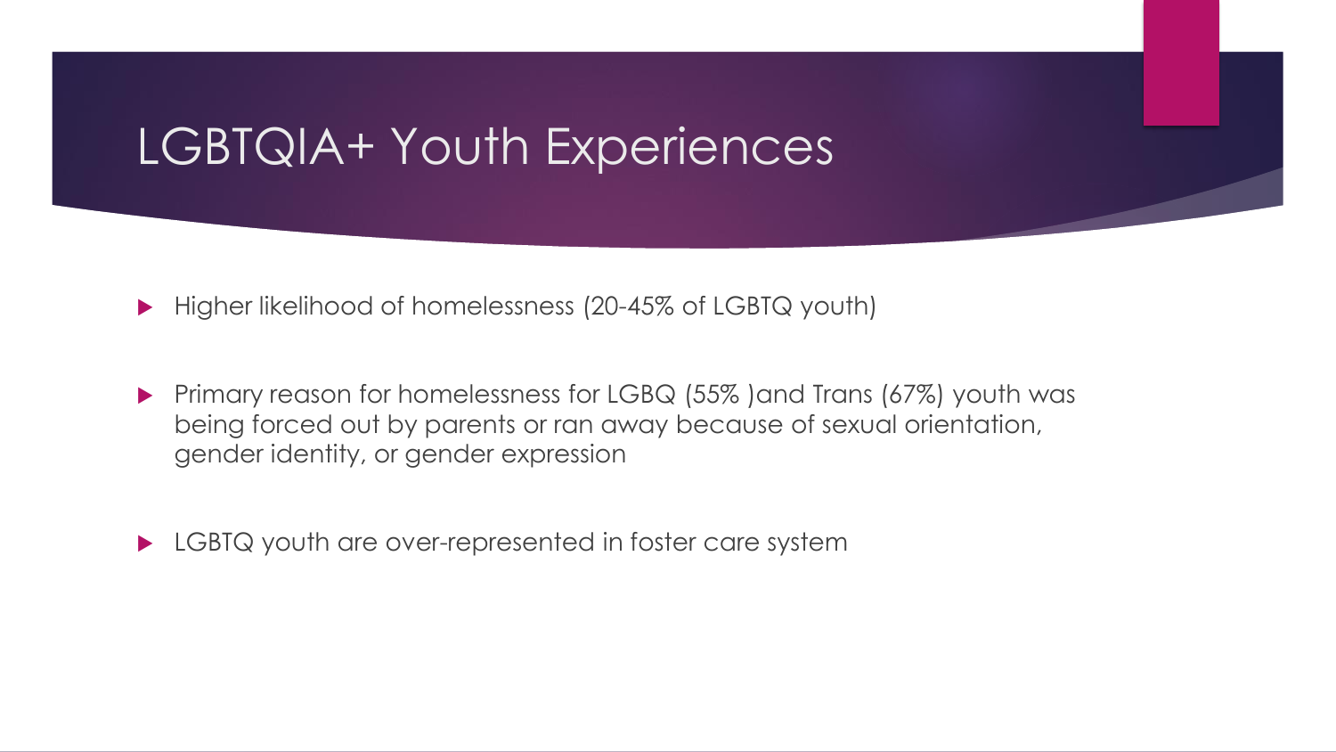# LGBTQIA+ Youth Experiences

- Higher likelihood of homelessness (20-45% of LGBTQ youth)
- Primary reason for homelessness for LGBQ (55% )and Trans (67%) youth was being forced out by parents or ran away because of sexual orientation, gender identity, or gender expression
- LGBTQ youth are over-represented in foster care system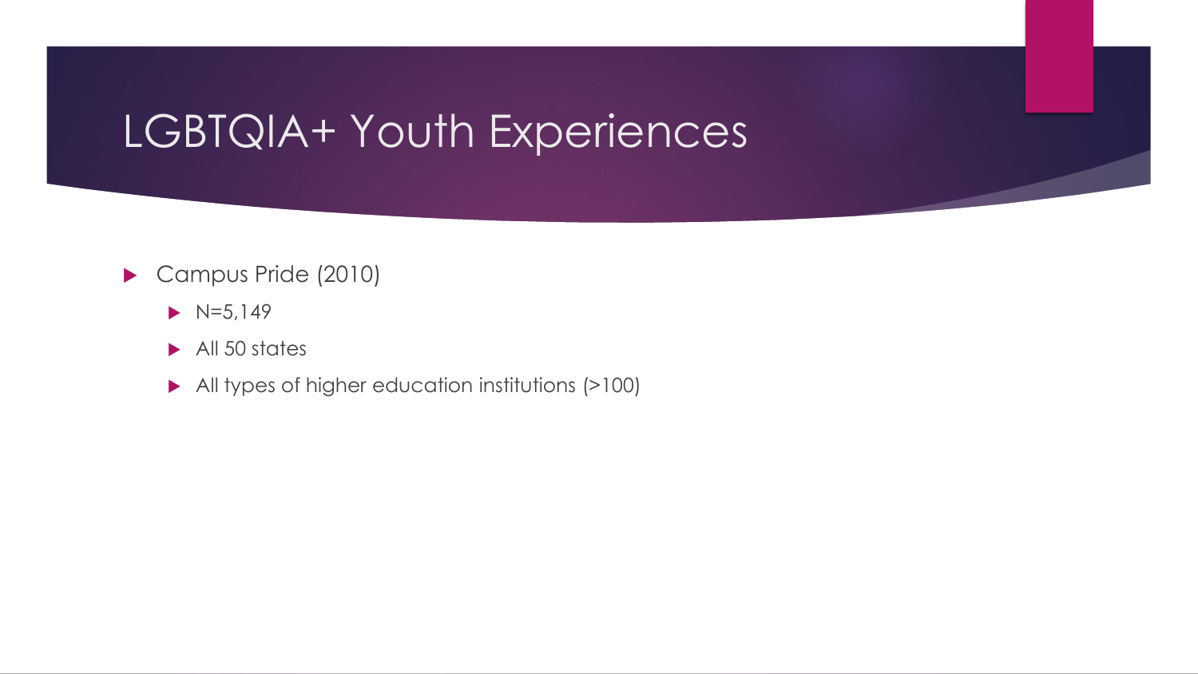# LGBTQIA+ Youth Experiences

- Campus Pride (2010)
  - N=5,149
  - All 50 states
  - All types of higher education institutions (>100)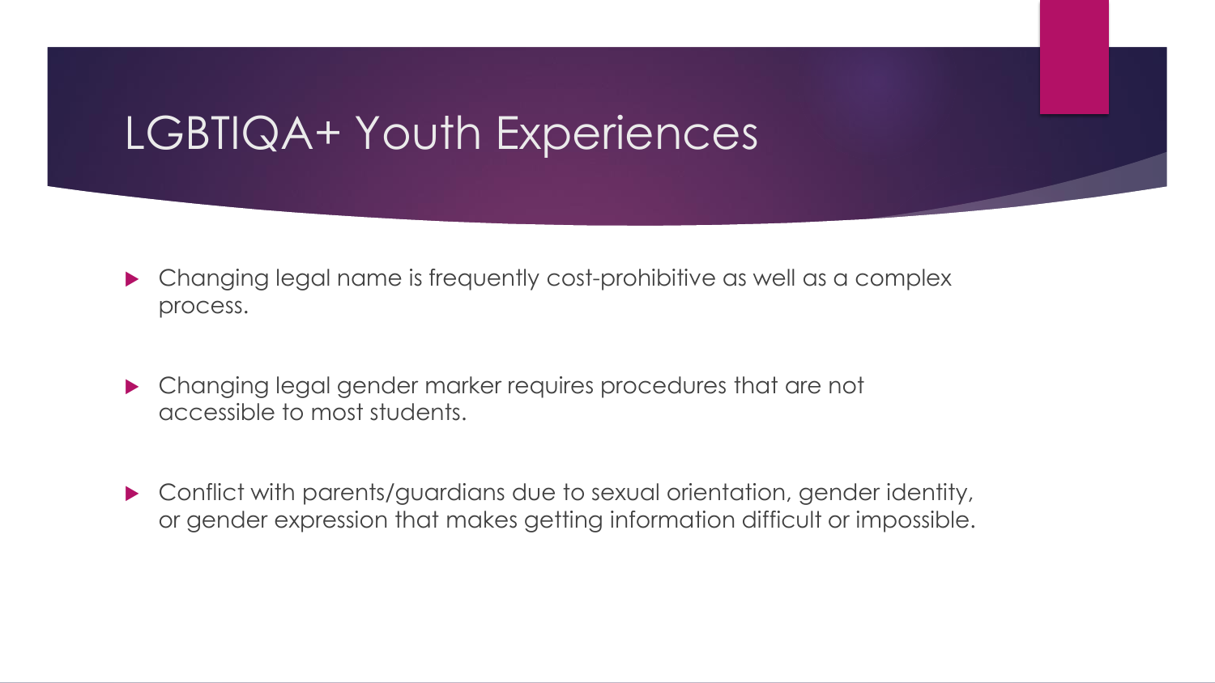# LGBTIQA+ Youth Experiences

- Changing legal name is frequently cost-prohibitive as well as a complex process.
- Changing legal gender marker requires procedures that are not accessible to most students.
- Conflict with parents/guardians due to sexual orientation, gender identity, or gender expression that makes getting information difficult or impossible.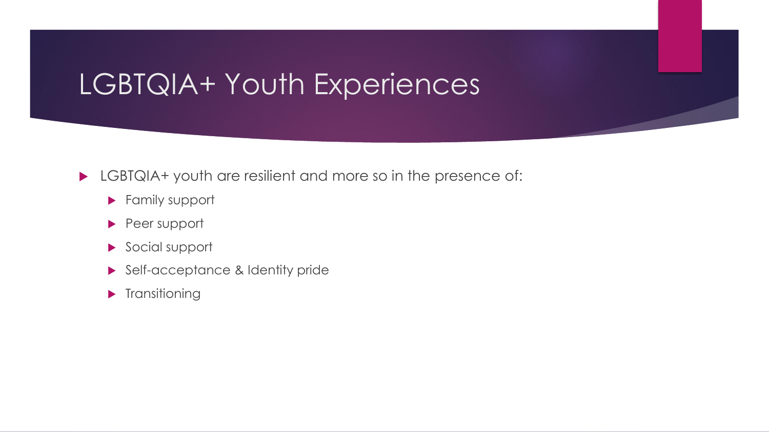# LGBTQIA+ Youth Experiences

- LGBTQIA+ youth are resilient and more so in the presence of:
  - Family support
  - Peer support
  - Social support
  - Self-acceptance & Identity pride
  - Transitioning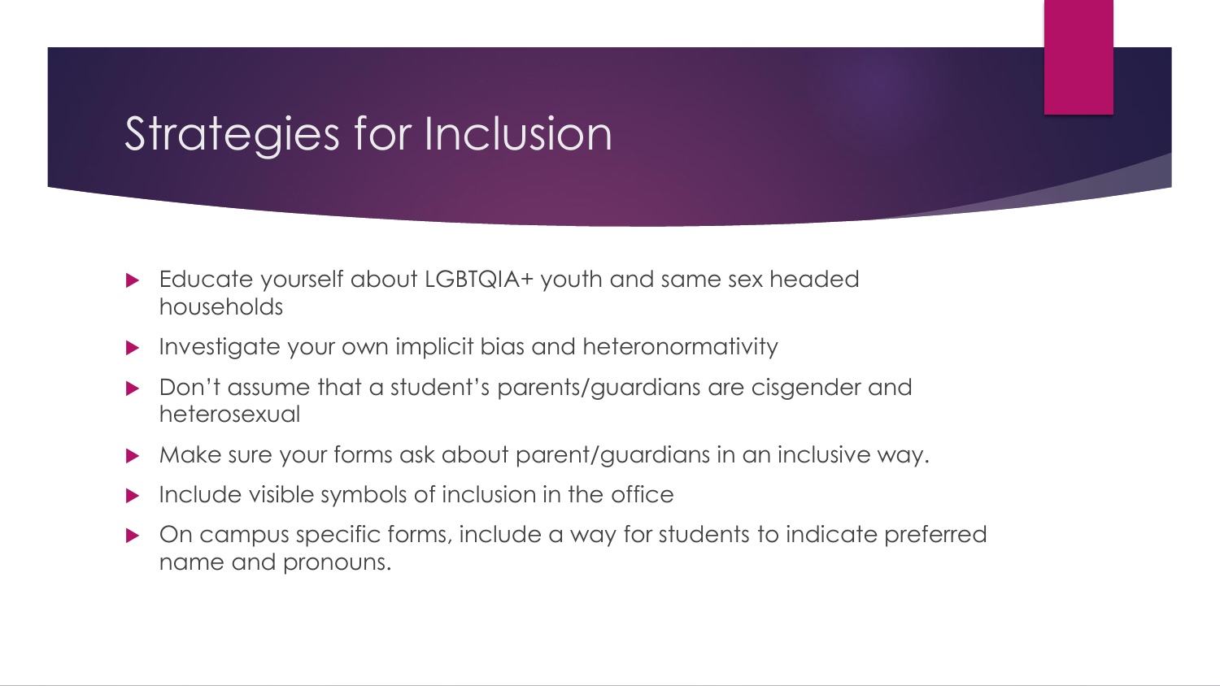# Strategies for Inclusion

- Educate yourself about LGBTQIA+ youth and same sex headed households
- Investigate your own implicit bias and heteronormativity
- Don't assume that a student's parents/guardians are cisgender and heterosexual
- Make sure your forms ask about parent/guardians in an inclusive way.
- Include visible symbols of inclusion in the office
- On campus specific forms, include a way for students to indicate preferred name and pronouns.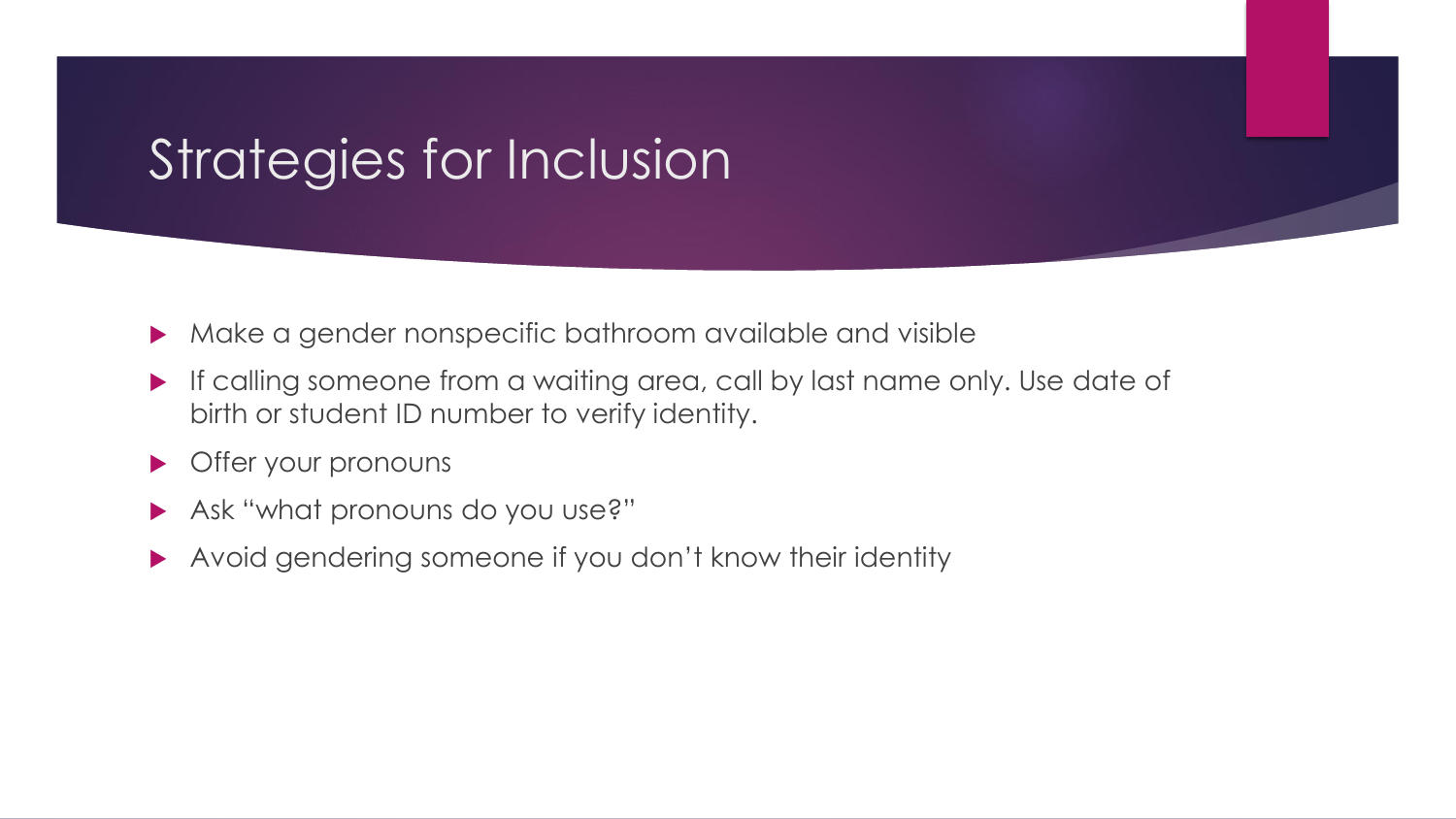# Strategies for Inclusion

- Make a gender nonspecific bathroom available and visible
- If calling someone from a waiting area, call by last name only. Use date of birth or student ID number to verify identity.
- Offer your pronouns
- Ask "what pronouns do you use?"
- Avoid gendering someone if you don't know their identity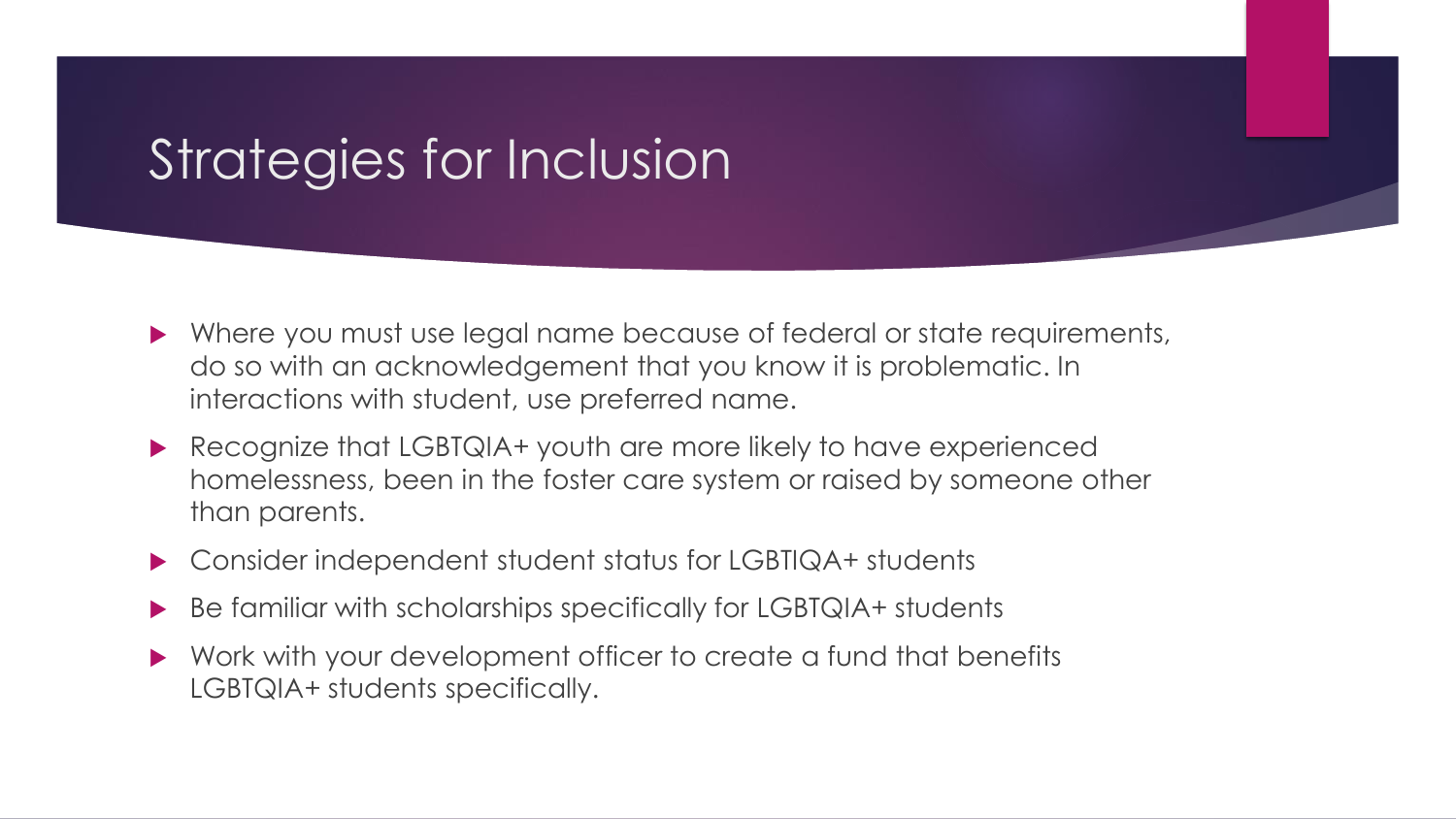# Strategies for Inclusion

- Where you must use legal name because of federal or state requirements, do so with an acknowledgement that you know it is problematic. In interactions with student, use preferred name.
- Recognize that LGBTQIA+ youth are more likely to have experienced homelessness, been in the foster care system or raised by someone other than parents.
- Consider independent student status for LGBTIQA+ students
- Be familiar with scholarships specifically for LGBTQIA+ students
- Work with your development officer to create a fund that benefits LGBTQIA+ students specifically.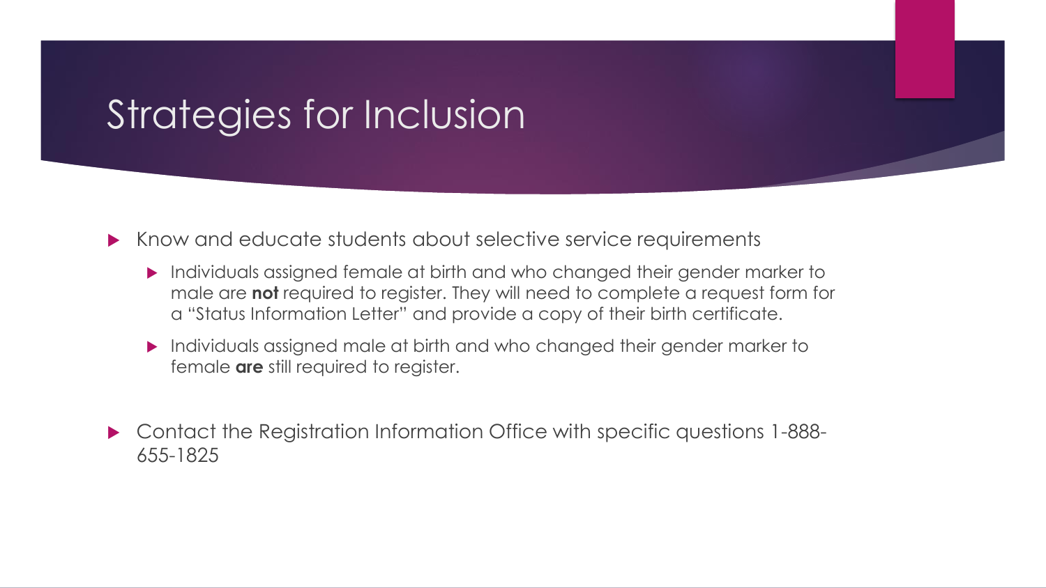# Strategies for Inclusion

- Know and educate students about selective service requirements
  - Individuals assigned female at birth and who changed their gender marker to male are **not** required to register. They will need to complete a request form for a "Status Information Letter" and provide a copy of their birth certificate.
  - Individuals assigned male at birth and who changed their gender marker to female **are** still required to register.
- Contact the Registration Information Office with specific questions 1-888-655-1825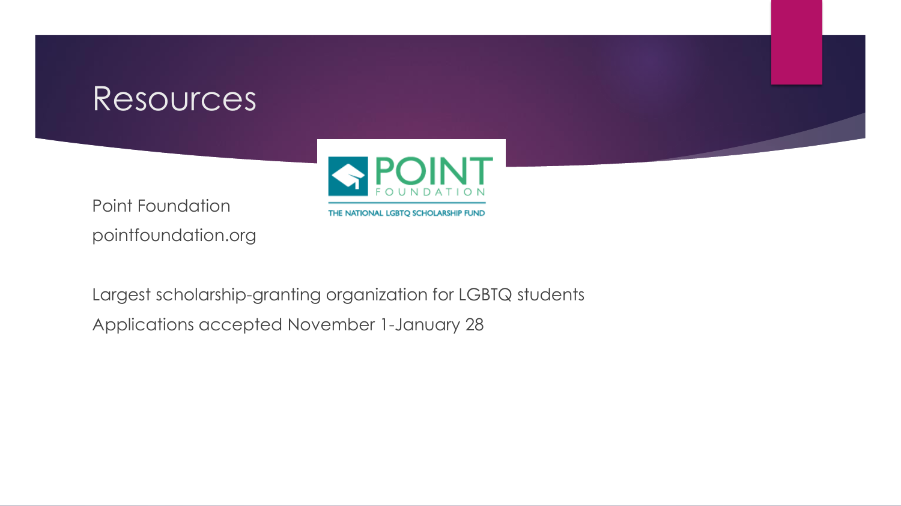# Resources

Point Foundation

pointfoundation.org

Largest scholarship-granting organization for LGBTQ students

Applications accepted November 1-January 28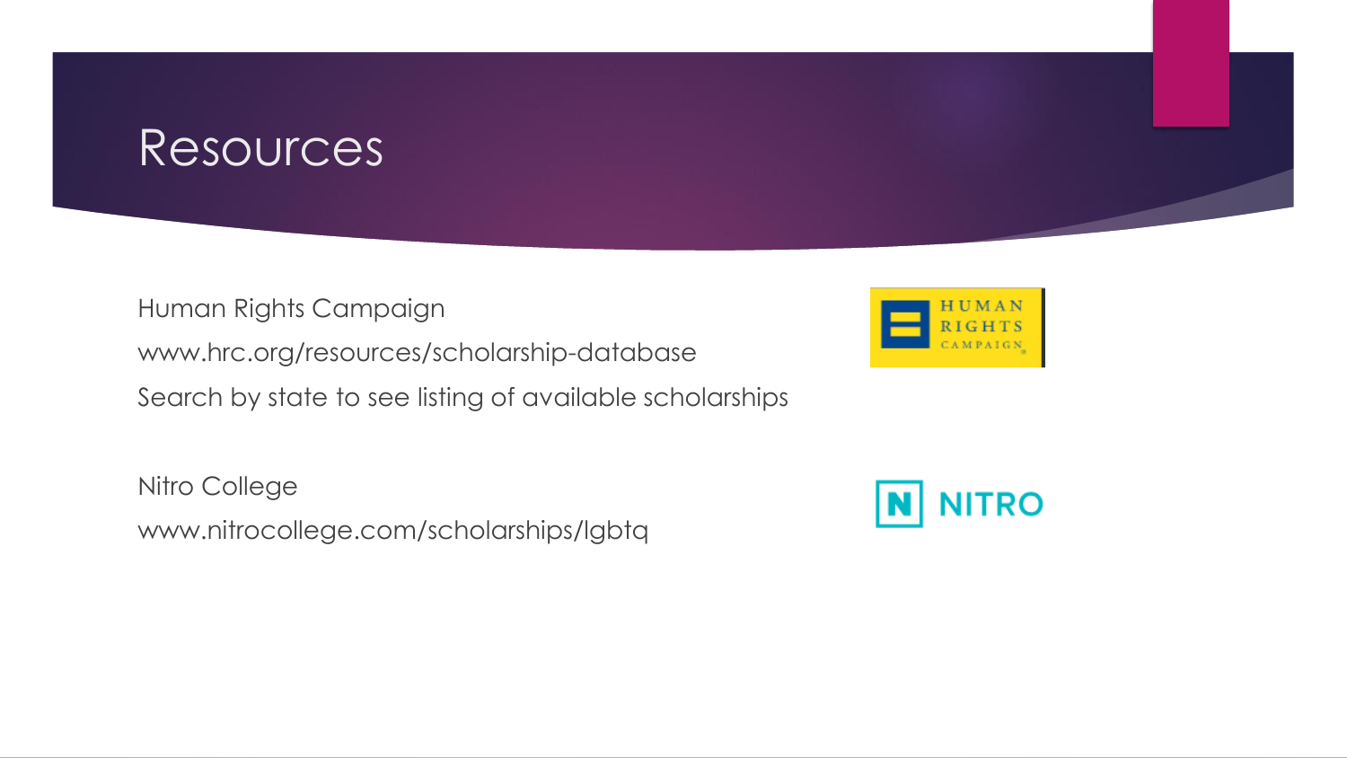# Resources

Human Rights Campaign

www.hrc.org/resources/scholarship-database

Search by state to see listing of available scholarships

Nitro College

www.nitrocollege.com/scholarships/lgbtq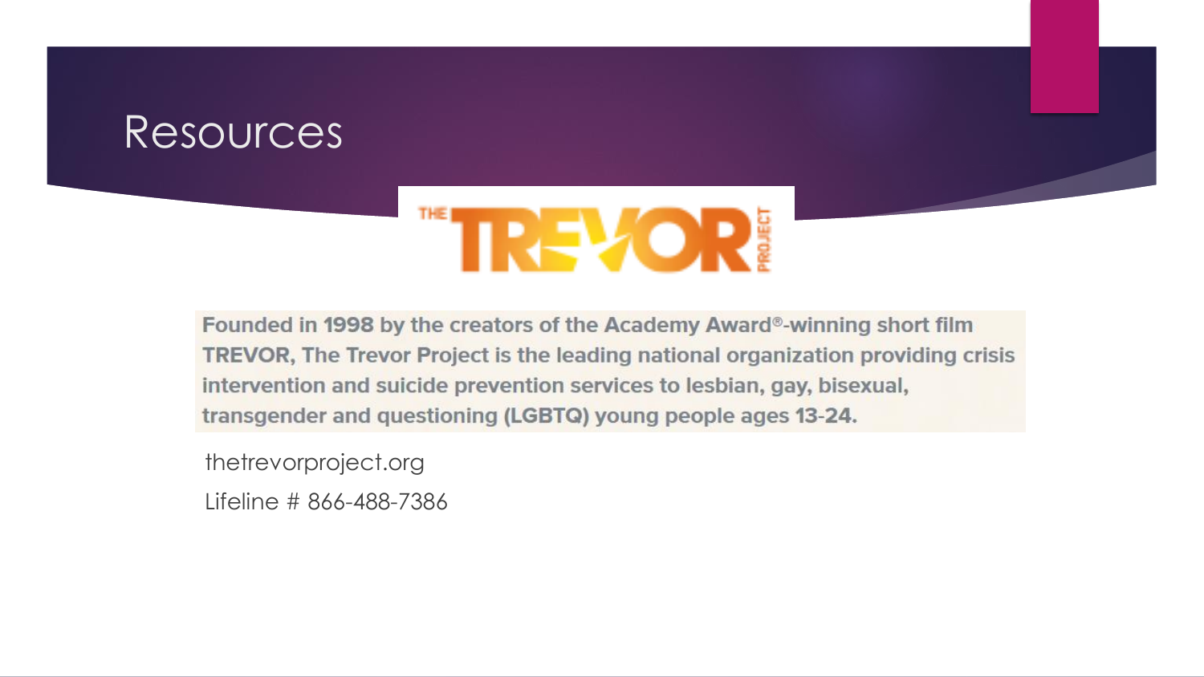# Resources

THE TREVOR PROJECT

Founded in 1998 by the creators of the Academy Award®-winning short film TREVOR, The Trevor Project is the leading national organization providing crisis intervention and suicide prevention services to lesbian, gay, bisexual, transgender and questioning (LGBTQ) young people ages 13-24.

thetrevorproject.org

Lifeline # 866-488-7386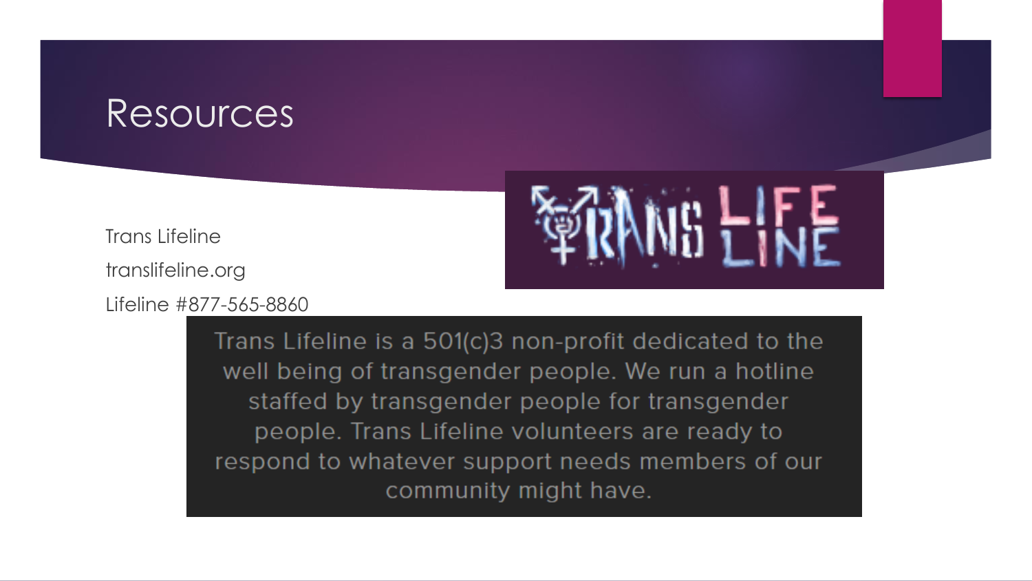# Resources

Trans Lifeline

translifeline.org

Lifeline #877-565-8860

TRANS LIFE LINE

Trans Lifeline is a 501(c)3 non-profit dedicated to the well being of transgender people. We run a hotline staffed by transgender people for transgender people. Trans Lifeline volunteers are ready to respond to whatever support needs members of our community might have.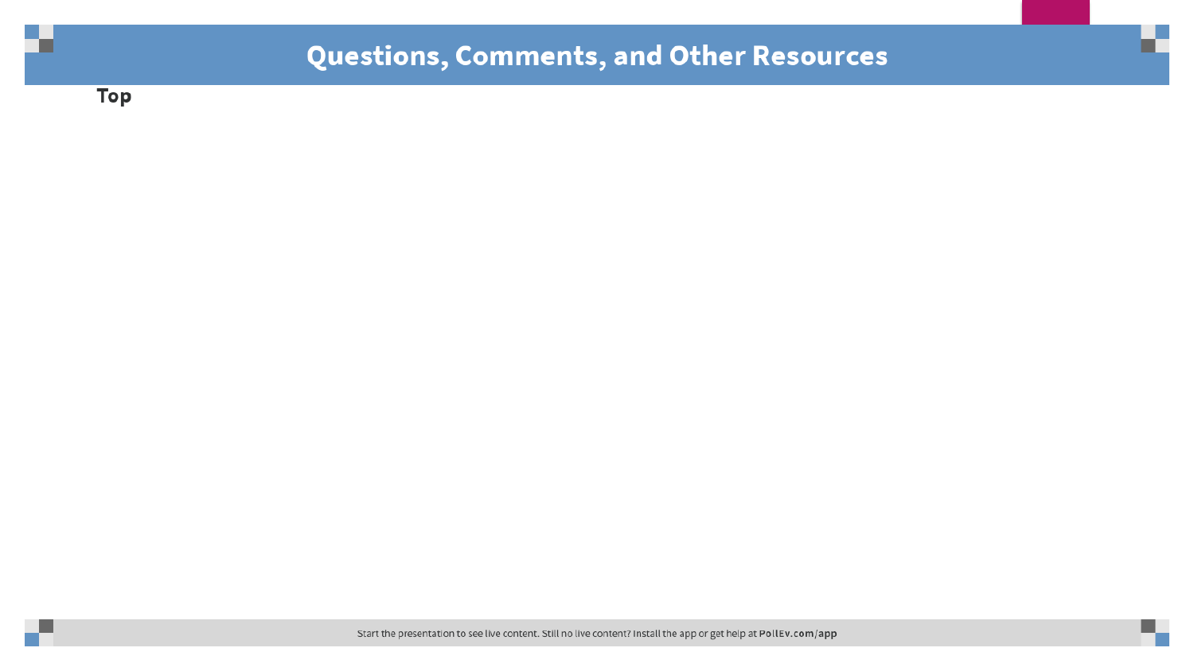# Questions, Comments, and Other Resources

**Top**

Start the presentation to see live content. Still no live content? Install the app or get help at **PollEv.com/app**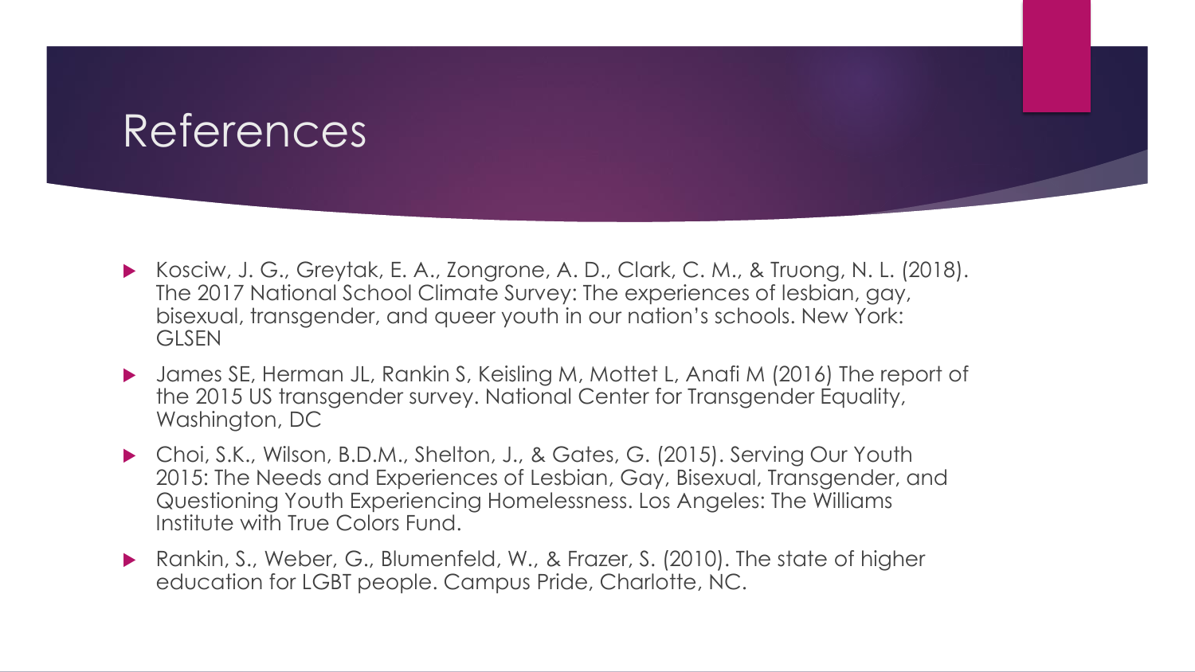# References

- Kosciw, J. G., Greytak, E. A., Zongrone, A. D., Clark, C. M., & Truong, N. L. (2018). The 2017 National School Climate Survey: The experiences of lesbian, gay, bisexual, transgender, and queer youth in our nation's schools. New York: GLSEN
- James SE, Herman JL, Rankin S, Keisling M, Mottet L, Anafi M (2016) The report of the 2015 US transgender survey. National Center for Transgender Equality, Washington, DC
- Choi, S.K., Wilson, B.D.M., Shelton, J., & Gates, G. (2015). Serving Our Youth 2015: The Needs and Experiences of Lesbian, Gay, Bisexual, Transgender, and Questioning Youth Experiencing Homelessness. Los Angeles: The Williams Institute with True Colors Fund.
- Rankin, S., Weber, G., Blumenfeld, W., & Frazer, S. (2010). The state of higher education for LGBT people. Campus Pride, Charlotte, NC.